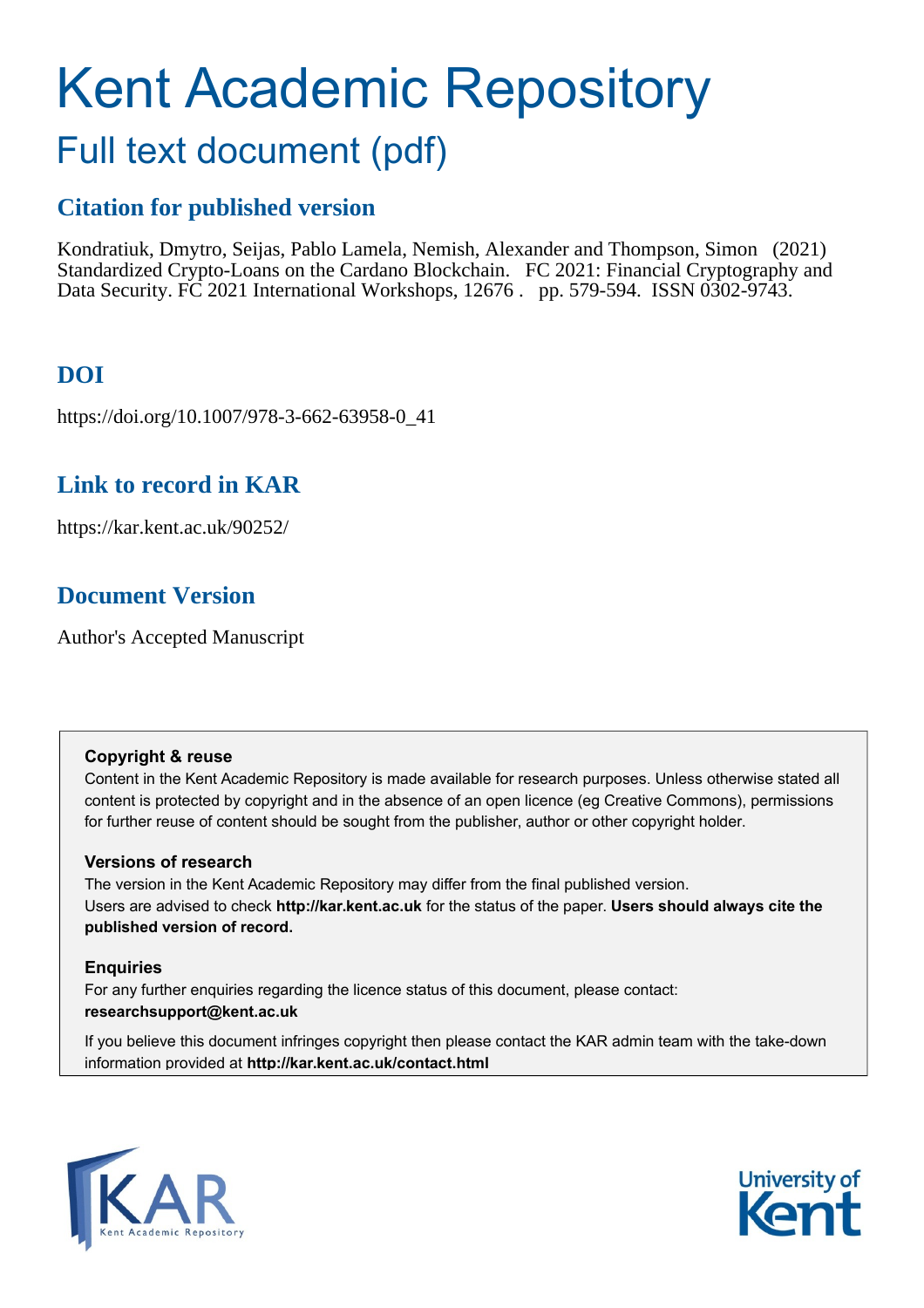# Kent Academic Repository

## Full text document (pdf)

### Citation for published version

Kondratiuk, Dmytro, Seijas, Pablo Lamela, Nemish, Alexander and Thompson, Simon (2021) Standardized Crypto-Loans on the Cardano Blockchain. FC 2021: Financial Cryptography and Data Security. FC 2021 International Workshops, 12676 . pp. 579-594. ISSN 0302-9743.

### DOI

https://doi.org/10.1007/978-3-662-63958-0_41

### Link to record in KAR

https://kar.kent.ac.uk/90252/

### Document Version

Author's Accepted Manuscript

**Copyright & reuse**

Content in the Kent Academic Repository is made available for research purposes. Unless otherwise stated all content is protected by copyright and in the absence of an open licence (eg Creative Commons), permissions for further reuse of content should be sought from the publisher, author or other copyright holder.

**Versions of research**

The version in the Kent Academic Repository may differ from the final published version. Users are advised to check **http://kar.kent.ac.uk** for the status of the paper. **Users should always cite the published version of record.**

**Enquiries**

For any further enquiries regarding the licence status of this document, please contact: **researchsupport@kent.ac.uk**

If you believe this document infringes copyright then please contact the KAR admin team with the take-down information provided at **http://kar.kent.ac.uk/contact.html**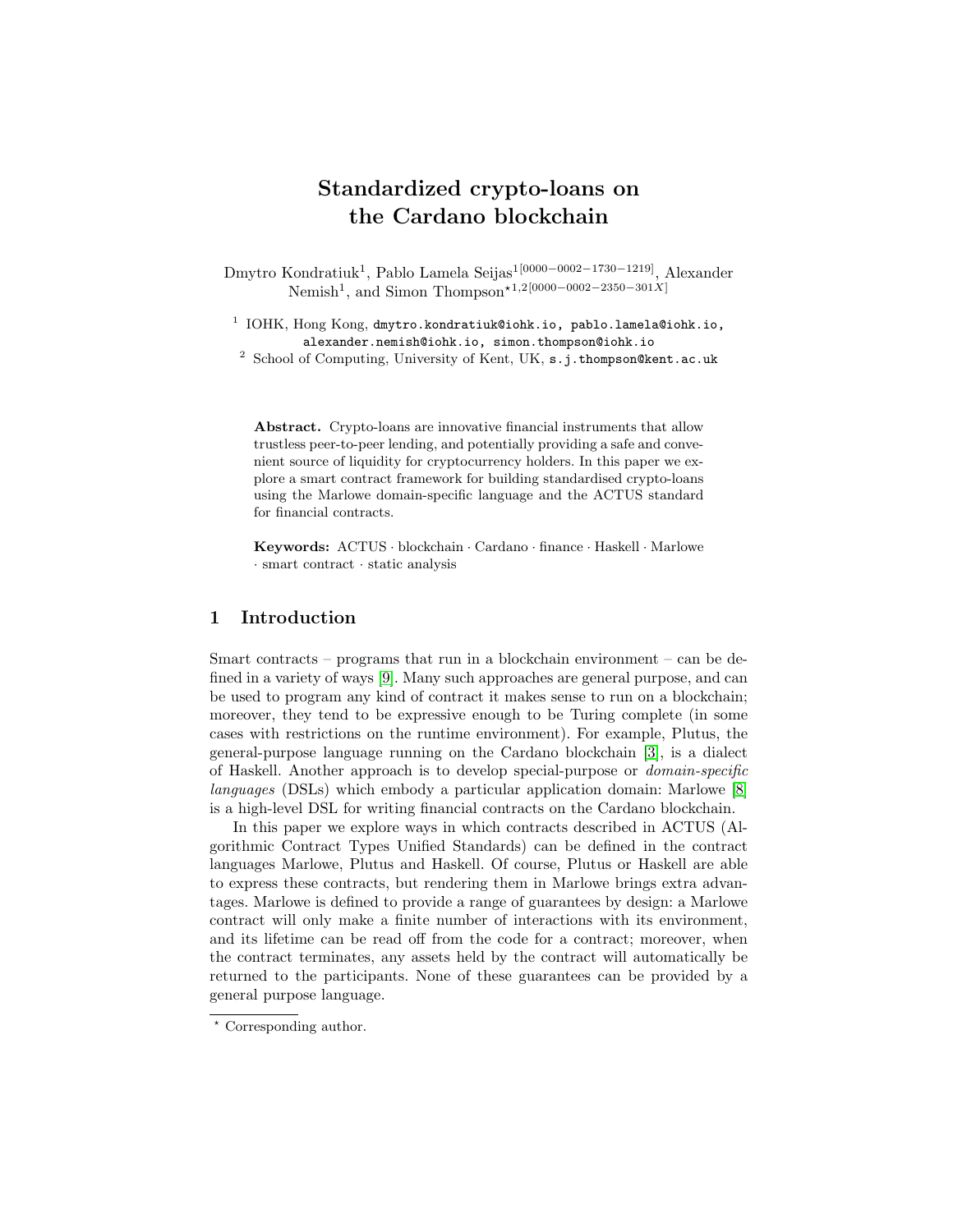# Standardized crypto-loans on the Cardano blockchain

Dmytro Kondratiuk[1], Pablo Lamela Seijas[1[0000−0002−1730−1219]], Alexander Nemish[1], and Simon Thompson[⋆1,2[0000−0002−2350−301X]]

[1] IOHK, Hong Kong, dmytro.kondratiuk@iohk.io, pablo.lamela@iohk.io, alexander.nemish@iohk.io, simon.thompson@iohk.io

[2] School of Computing, University of Kent, UK, s.j.thompson@kent.ac.uk

**Abstract.** Crypto-loans are innovative financial instruments that allow trustless peer-to-peer lending, and potentially providing a safe and convenient source of liquidity for cryptocurrency holders. In this paper we explore a smart contract framework for building standardised crypto-loans using the Marlowe domain-specific language and the ACTUS standard for financial contracts.

**Keywords:** ACTUS · blockchain · Cardano · finance · Haskell · Marlowe · smart contract · static analysis

## 1 Introduction

Smart contracts – programs that run in a blockchain environment – can be defined in a variety of ways [9]. Many such approaches are general purpose, and can be used to program any kind of contract it makes sense to run on a blockchain; moreover, they tend to be expressive enough to be Turing complete (in some cases with restrictions on the runtime environment). For example, Plutus, the general-purpose language running on the Cardano blockchain [3], is a dialect of Haskell. Another approach is to develop special-purpose or *domain-specific languages* (DSLs) which embody a particular application domain: Marlowe [8] is a high-level DSL for writing financial contracts on the Cardano blockchain.

In this paper we explore ways in which contracts described in ACTUS (Algorithmic Contract Types Unified Standards) can be defined in the contract languages Marlowe, Plutus and Haskell. Of course, Plutus or Haskell are able to express these contracts, but rendering them in Marlowe brings extra advantages. Marlowe is defined to provide a range of guarantees by design: a Marlowe contract will only make a finite number of interactions with its environment, and its lifetime can be read off from the code for a contract; moreover, when the contract terminates, any assets held by the contract will automatically be returned to the participants. None of these guarantees can be provided by a general purpose language.

⋆ Corresponding author.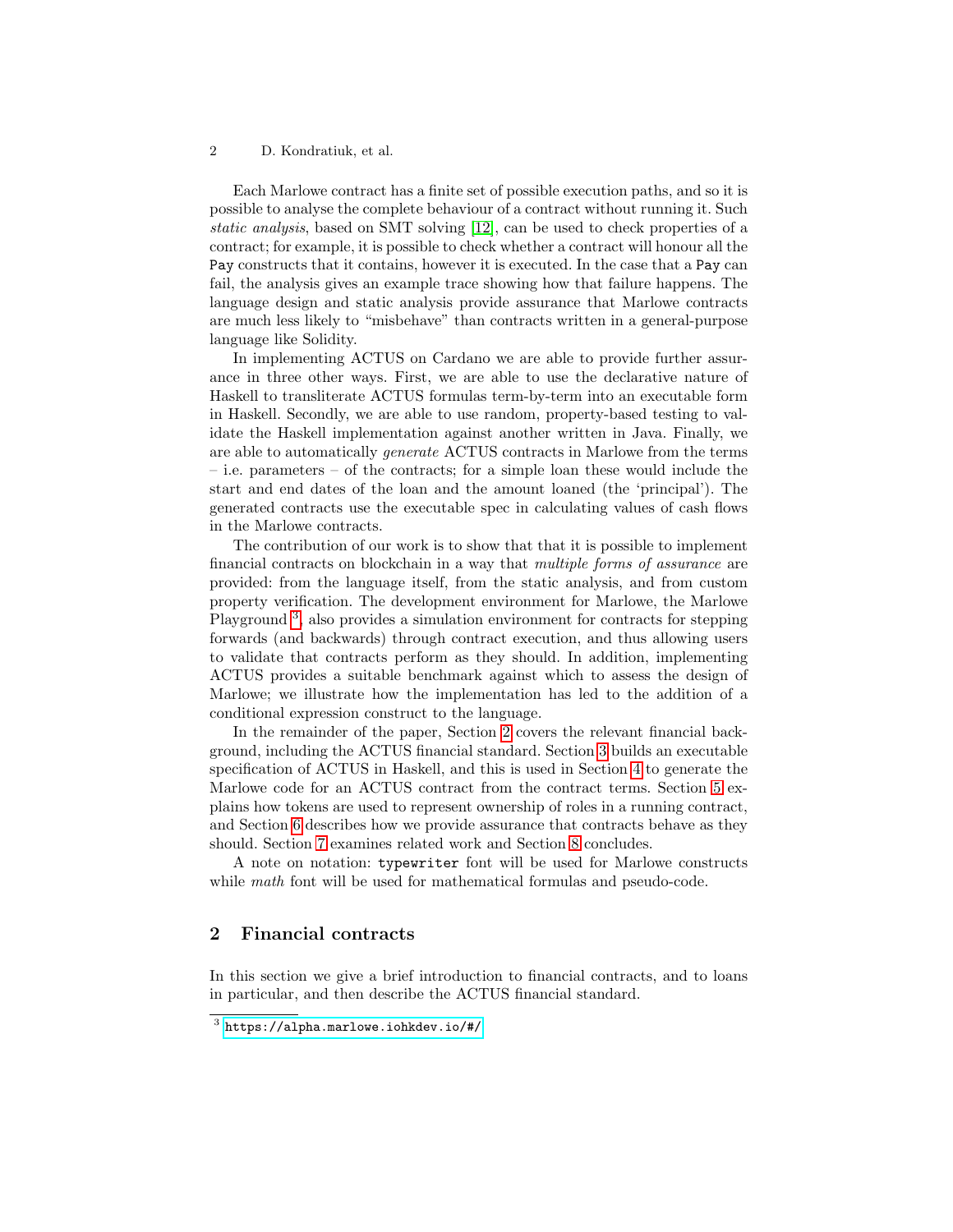Each Marlowe contract has a finite set of possible execution paths, and so it is possible to analyse the complete behaviour of a contract without running it. Such *static analysis*, based on SMT solving [12], can be used to check properties of a contract; for example, it is possible to check whether a contract will honour all the `Pay` constructs that it contains, however it is executed. In the case that a `Pay` can fail, the analysis gives an example trace showing how that failure happens. The language design and static analysis provide assurance that Marlowe contracts are much less likely to "misbehave" than contracts written in a general-purpose language like Solidity.

In implementing ACTUS on Cardano we are able to provide further assurance in three other ways. First, we are able to use the declarative nature of Haskell to transliterate ACTUS formulas term-by-term into an executable form in Haskell. Secondly, we are able to use random, property-based testing to validate the Haskell implementation against another written in Java. Finally, we are able to automatically *generate* ACTUS contracts in Marlowe from the terms – i.e. parameters – of the contracts; for a simple loan these would include the start and end dates of the loan and the amount loaned (the 'principal'). The generated contracts use the executable spec in calculating values of cash flows in the Marlowe contracts.

The contribution of our work is to show that that it is possible to implement financial contracts on blockchain in a way that *multiple forms of assurance* are provided: from the language itself, from the static analysis, and from custom property verification. The development environment for Marlowe, the Marlowe Playground [3], also provides a simulation environment for contracts for stepping forwards (and backwards) through contract execution, and thus allowing users to validate that contracts perform as they should. In addition, implementing ACTUS provides a suitable benchmark against which to assess the design of Marlowe; we illustrate how the implementation has led to the addition of a conditional expression construct to the language.

In the remainder of the paper, Section 2 covers the relevant financial background, including the ACTUS financial standard. Section 3 builds an executable specification of ACTUS in Haskell, and this is used in Section 4 to generate the Marlowe code for an ACTUS contract from the contract terms. Section 5 explains how tokens are used to represent ownership of roles in a running contract, and Section 6 describes how we provide assurance that contracts behave as they should. Section 7 examines related work and Section 8 concludes.

A note on notation: `typewriter` font will be used for Marlowe constructs while *math* font will be used for mathematical formulas and pseudo-code.

## 2 Financial contracts

In this section we give a brief introduction to financial contracts, and to loans in particular, and then describe the ACTUS financial standard.

[3] https://alpha.marlowe.iohkdev.io/#/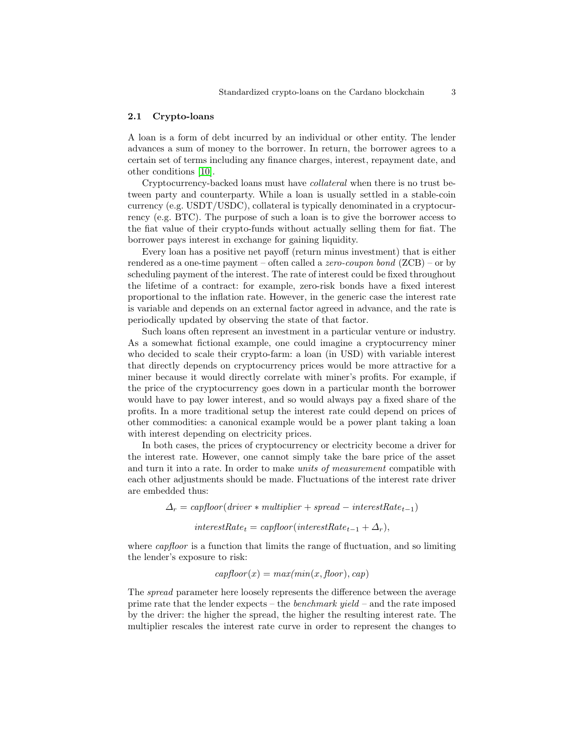### 2.1 Crypto-loans

A loan is a form of debt incurred by an individual or other entity. The lender advances a sum of money to the borrower. In return, the borrower agrees to a certain set of terms including any finance charges, interest, repayment date, and other conditions [10].

Cryptocurrency-backed loans must have *collateral* when there is no trust between party and counterparty. While a loan is usually settled in a stable-coin currency (e.g. USDT/USDC), collateral is typically denominated in a cryptocurrency (e.g. BTC). The purpose of such a loan is to give the borrower access to the fiat value of their crypto-funds without actually selling them for fiat. The borrower pays interest in exchange for gaining liquidity.

Every loan has a positive net payoff (return minus investment) that is either rendered as a one-time payment – often called a *zero-coupon bond* (ZCB) – or by scheduling payment of the interest. The rate of interest could be fixed throughout the lifetime of a contract: for example, zero-risk bonds have a fixed interest proportional to the inflation rate. However, in the generic case the interest rate is variable and depends on an external factor agreed in advance, and the rate is periodically updated by observing the state of that factor.

Such loans often represent an investment in a particular venture or industry. As a somewhat fictional example, one could imagine a cryptocurrency miner who decided to scale their crypto-farm: a loan (in USD) with variable interest that directly depends on cryptocurrency prices would be more attractive for a miner because it would directly correlate with miner's profits. For example, if the price of the cryptocurrency goes down in a particular month the borrower would have to pay lower interest, and so would always pay a fixed share of the profits. In a more traditional setup the interest rate could depend on prices of other commodities: a canonical example would be a power plant taking a loan with interest depending on electricity prices.

In both cases, the prices of cryptocurrency or electricity become a driver for the interest rate. However, one cannot simply take the bare price of the asset and turn it into a rate. In order to make *units of measurement* compatible with each other adjustments should be made. Fluctuations of the interest rate driver are embedded thus:

$$\Delta_r = \mathit{capfloor}(\mathit{driver} * \mathit{multiplier} + \mathit{spread} - \mathit{interestRate}_{t-1})$$

$$\mathit{interestRate}_t = \mathit{capfloor}(\mathit{interestRate}_{t-1} + \Delta_r),$$

where *capfloor* is a function that limits the range of fluctuation, and so limiting the lender's exposure to risk:

$$\mathit{capfloor}(x) = \mathit{max}(\mathit{min}(x, \mathit{floor}), \mathit{cap})$$

The *spread* parameter here loosely represents the difference between the average prime rate that the lender expects – the *benchmark yield* – and the rate imposed by the driver: the higher the spread, the higher the resulting interest rate. The multiplier rescales the interest rate curve in order to represent the changes to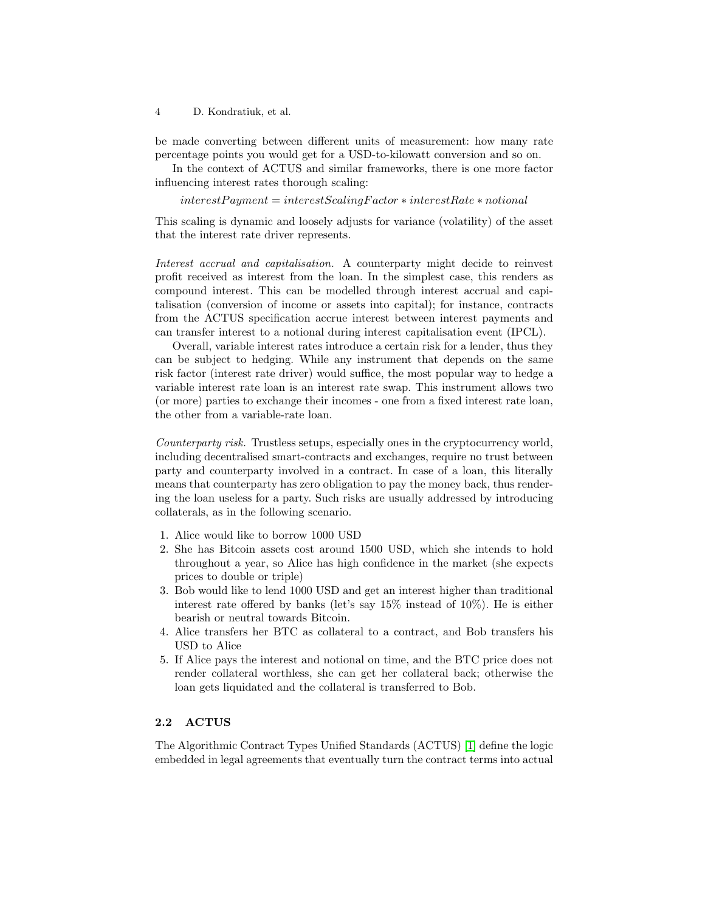be made converting between different units of measurement: how many rate percentage points you would get for a USD-to-kilowatt conversion and so on.

In the context of ACTUS and similar frameworks, there is one more factor influencing interest rates thorough scaling:

$$interestPayment = interestScalingFactor * interestRate * notional$$

This scaling is dynamic and loosely adjusts for variance (volatility) of the asset that the interest rate driver represents.

*Interest accrual and capitalisation.* A counterparty might decide to reinvest profit received as interest from the loan. In the simplest case, this renders as compound interest. This can be modelled through interest accrual and capitalisation (conversion of income or assets into capital); for instance, contracts from the ACTUS specification accrue interest between interest payments and can transfer interest to a notional during interest capitalisation event (IPCL).

Overall, variable interest rates introduce a certain risk for a lender, thus they can be subject to hedging. While any instrument that depends on the same risk factor (interest rate driver) would suffice, the most popular way to hedge a variable interest rate loan is an interest rate swap. This instrument allows two (or more) parties to exchange their incomes - one from a fixed interest rate loan, the other from a variable-rate loan.

*Counterparty risk.* Trustless setups, especially ones in the cryptocurrency world, including decentralised smart-contracts and exchanges, require no trust between party and counterparty involved in a contract. In case of a loan, this literally means that counterparty has zero obligation to pay the money back, thus rendering the loan useless for a party. Such risks are usually addressed by introducing collaterals, as in the following scenario.

1. Alice would like to borrow 1000 USD
2. She has Bitcoin assets cost around 1500 USD, which she intends to hold throughout a year, so Alice has high confidence in the market (she expects prices to double or triple)
3. Bob would like to lend 1000 USD and get an interest higher than traditional interest rate offered by banks (let's say 15% instead of 10%). He is either bearish or neutral towards Bitcoin.
4. Alice transfers her BTC as collateral to a contract, and Bob transfers his USD to Alice
5. If Alice pays the interest and notional on time, and the BTC price does not render collateral worthless, she can get her collateral back; otherwise the loan gets liquidated and the collateral is transferred to Bob.

### 2.2 ACTUS

The Algorithmic Contract Types Unified Standards (ACTUS) [1] define the logic embedded in legal agreements that eventually turn the contract terms into actual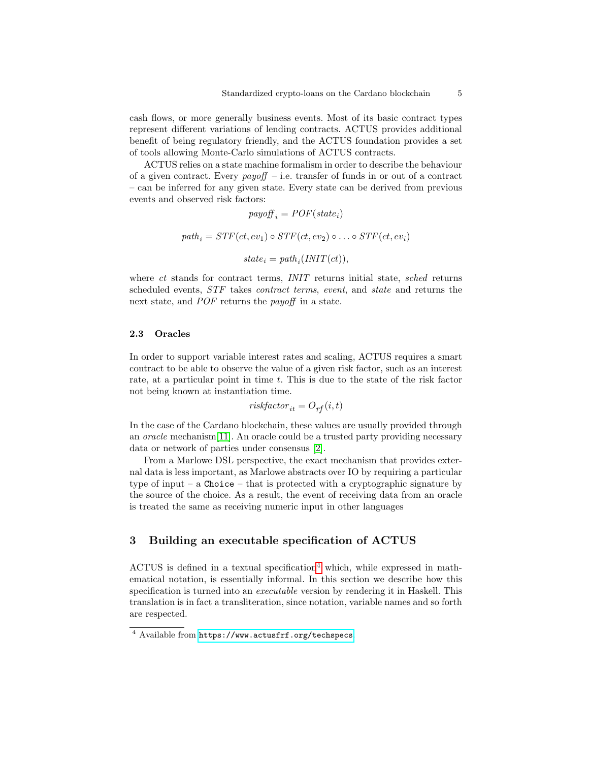cash flows, or more generally business events. Most of its basic contract types represent different variations of lending contracts. ACTUS provides additional benefit of being regulatory friendly, and the ACTUS foundation provides a set of tools allowing Monte-Carlo simulations of ACTUS contracts.

ACTUS relies on a state machine formalism in order to describe the behaviour of a given contract. Every *payoff* – i.e. transfer of funds in or out of a contract – can be inferred for any given state. Every state can be derived from previous events and observed risk factors:

$$payoff_i = POF(state_i)$$

$$path_i = STF(ct, ev_1) \circ STF(ct, ev_2) \circ \ldots \circ STF(ct, ev_i)$$

$$state_i = path_i(INIT(ct)),$$

where *ct* stands for contract terms, *INIT* returns initial state, *sched* returns scheduled events, *STF* takes *contract terms*, *event*, and *state* and returns the next state, and *POF* returns the *payoff* in a state.

### 2.3 Oracles

In order to support variable interest rates and scaling, ACTUS requires a smart contract to be able to observe the value of a given risk factor, such as an interest rate, at a particular point in time $t$. This is due to the state of the risk factor not being known at instantiation time.

$$riskfactor_{it} = O_{rf}(i, t)$$

In the case of the Cardano blockchain, these values are usually provided through an *oracle* mechanism[11]. An oracle could be a trusted party providing necessary data or network of parties under consensus [2].

From a Marlowe DSL perspective, the exact mechanism that provides external data is less important, as Marlowe abstracts over IO by requiring a particular type of input – a `Choice` – that is protected with a cryptographic signature by the source of the choice. As a result, the event of receiving data from an oracle is treated the same as receiving numeric input in other languages

## 3 Building an executable specification of ACTUS

ACTUS is defined in a textual specification[4] which, while expressed in mathematical notation, is essentially informal. In this section we describe how this specification is turned into an *executable* version by rendering it in Haskell. This translation is in fact a transliteration, since notation, variable names and so forth are respected.

[4] Available from https://www.actusfrf.org/techspecs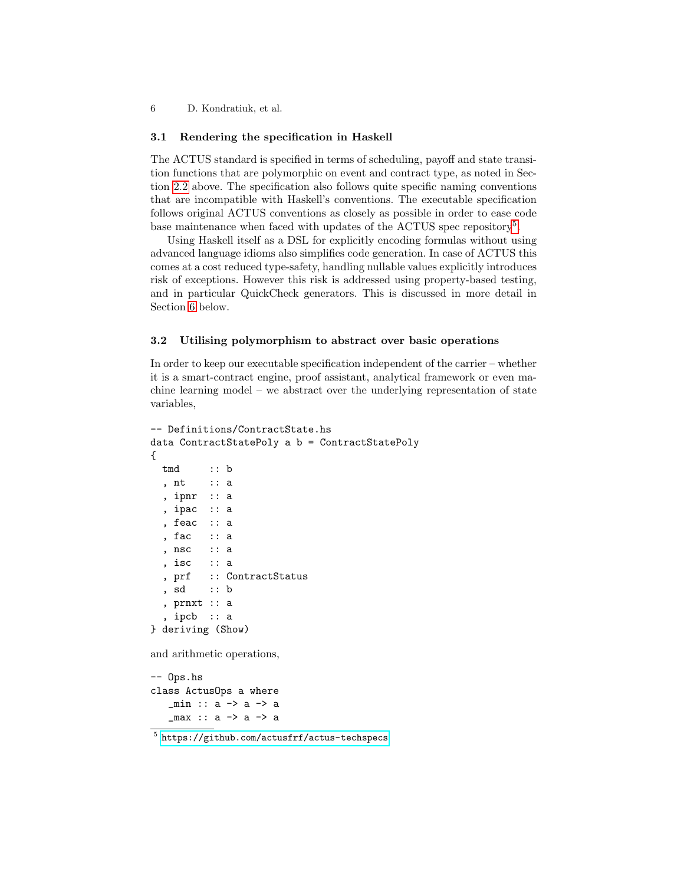### 3.1 Rendering the specification in Haskell

The ACTUS standard is specified in terms of scheduling, payoff and state transition functions that are polymorphic on event and contract type, as noted in Section 2.2 above. The specification also follows quite specific naming conventions that are incompatible with Haskell's conventions. The executable specification follows original ACTUS conventions as closely as possible in order to ease code base maintenance when faced with updates of the ACTUS spec repository[5].

Using Haskell itself as a DSL for explicitly encoding formulas without using advanced language idioms also simplifies code generation. In case of ACTUS this comes at a cost reduced type-safety, handling nullable values explicitly introduces risk of exceptions. However this risk is addressed using property-based testing, and in particular QuickCheck generators. This is discussed in more detail in Section 6 below.

### 3.2 Utilising polymorphism to abstract over basic operations

In order to keep our executable specification independent of the carrier – whether it is a smart-contract engine, proof assistant, analytical framework or even machine learning model – we abstract over the underlying representation of state variables,

```
-- Definitions/ContractState.hs
data ContractStatePoly a b = ContractStatePoly
{
  tmd     :: b
  , nt    :: a
  , ipnr  :: a
  , ipac  :: a
  , feac  :: a
  , fac   :: a
  , nsc   :: a
  , isc   :: a
  , prf   :: ContractStatus
  , sd    :: b
  , prnxt :: a
  , ipcb  :: a
} deriving (Show)
```

and arithmetic operations,

```
-- Ops.hs
class ActusOps a where
   _min :: a -> a -> a
   _max :: a -> a -> a
```

[5] https://github.com/actusfrf/actus-techspecs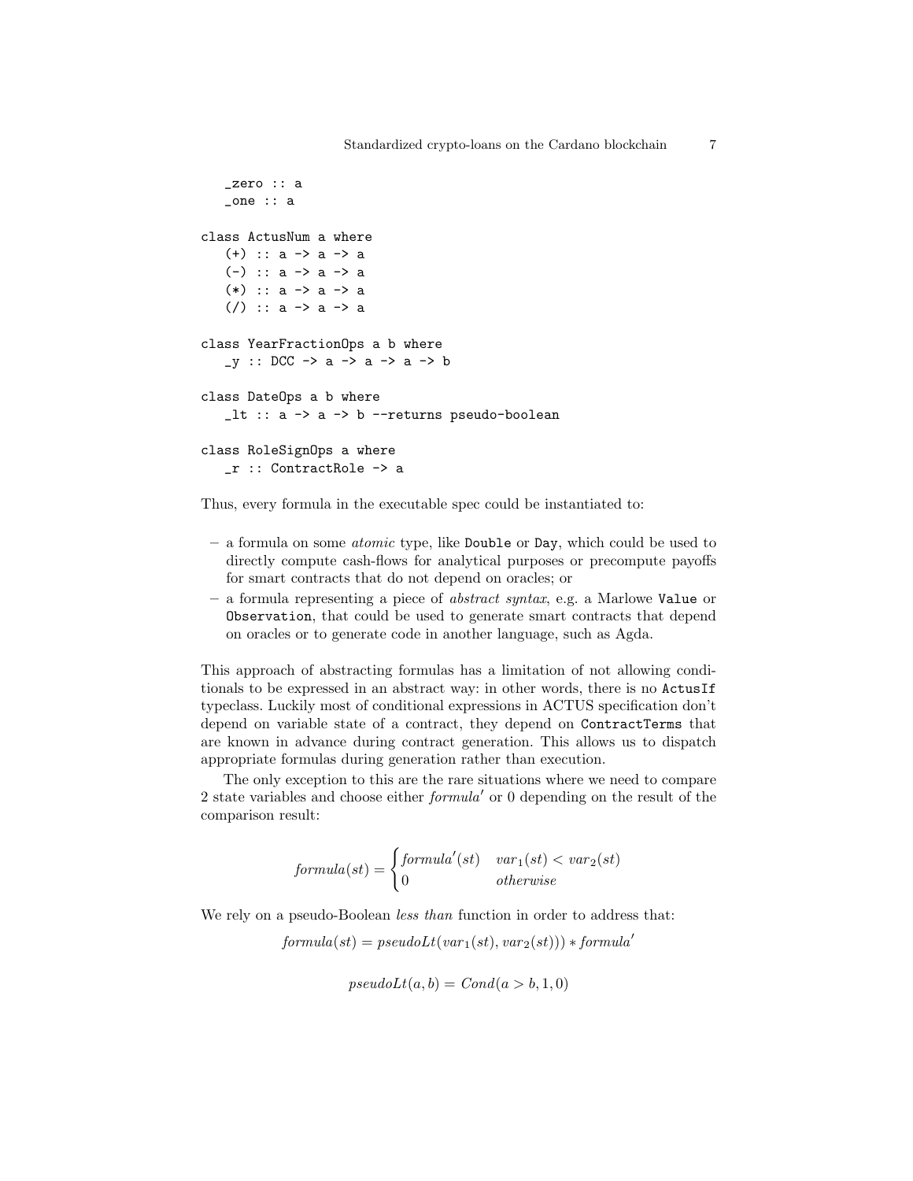```
   _zero :: a
   _one :: a

class ActusNum a where
   (+) :: a -> a -> a
   (-) :: a -> a -> a
   (*) :: a -> a -> a
   (/) :: a -> a -> a

class YearFractionOps a b where
   _y :: DCC -> a -> a -> a -> b

class DateOps a b where
   _lt :: a -> a -> b --returns pseudo-boolean

class RoleSignOps a where
   _r :: ContractRole -> a
```

Thus, every formula in the executable spec could be instantiated to:

- a formula on some *atomic* type, like `Double` or `Day`, which could be used to directly compute cash-flows for analytical purposes or precompute payoffs for smart contracts that do not depend on oracles; or
- a formula representing a piece of *abstract syntax*, e.g. a Marlowe `Value` or `Observation`, that could be used to generate smart contracts that depend on oracles or to generate code in another language, such as Agda.

This approach of abstracting formulas has a limitation of not allowing conditionals to be expressed in an abstract way: in other words, there is no `ActusIf` typeclass. Luckily most of conditional expressions in ACTUS specification don't depend on variable state of a contract, they depend on `ContractTerms` that are known in advance during contract generation. This allows us to dispatch appropriate formulas during generation rather than execution.

The only exception to this are the rare situations where we need to compare 2 state variables and choose either $formula'$ or 0 depending on the result of the comparison result:

$$formula(st) = \begin{cases} formula'(st) & var_1(st) < var_2(st) \\ 0 & otherwise \end{cases}$$

We rely on a pseudo-Boolean *less than* function in order to address that:

$$formula(st) = pseudoLt(var_1(st), var_2(st))) * formula'$$

$$pseudoLt(a, b) = Cond(a > b, 1, 0)$$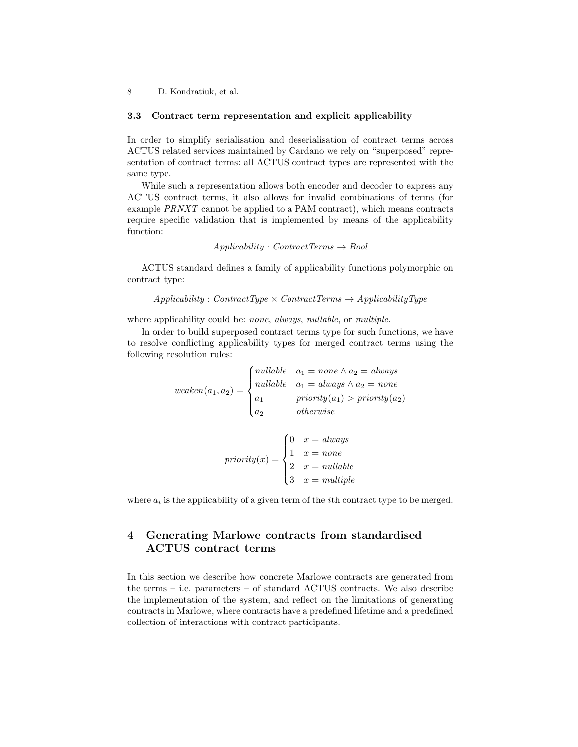### 3.3 Contract term representation and explicit applicability

In order to simplify serialisation and deserialisation of contract terms across ACTUS related services maintained by Cardano we rely on "superposed" representation of contract terms: all ACTUS contract types are represented with the same type.

While such a representation allows both encoder and decoder to express any ACTUS contract terms, it also allows for invalid combinations of terms (for example *PRNXT* cannot be applied to a PAM contract), which means contracts require specific validation that is implemented by means of the applicability function:

$$Applicability : ContractTerms \rightarrow Bool$$

ACTUS standard defines a family of applicability functions polymorphic on contract type:

$$Applicability : ContractType \times ContractTerms \rightarrow ApplicabilityType$$

where applicability could be: *none*, *always*, *nullable*, or *multiple*.

In order to build superposed contract terms type for such functions, we have to resolve conflicting applicability types for merged contract terms using the following resolution rules:

$$weaken(a_1, a_2) = \begin{cases} nullable & a_1 = none \wedge a_2 = always \\ nullable & a_1 = always \wedge a_2 = none \\ a_1 & priority(a_1) > priority(a_2) \\ a_2 & otherwise \end{cases}$$

$$priority(x) = \begin{cases} 0 & x = always \\ 1 & x = none \\ 2 & x = nullable \\ 3 & x = multiple \end{cases}$$

where $a_i$ is the applicability of a given term of the $i$th contract type to be merged.

## 4 Generating Marlowe contracts from standardised ACTUS contract terms

In this section we describe how concrete Marlowe contracts are generated from the terms – i.e. parameters – of standard ACTUS contracts. We also describe the implementation of the system, and reflect on the limitations of generating contracts in Marlowe, where contracts have a predefined lifetime and a predefined collection of interactions with contract participants.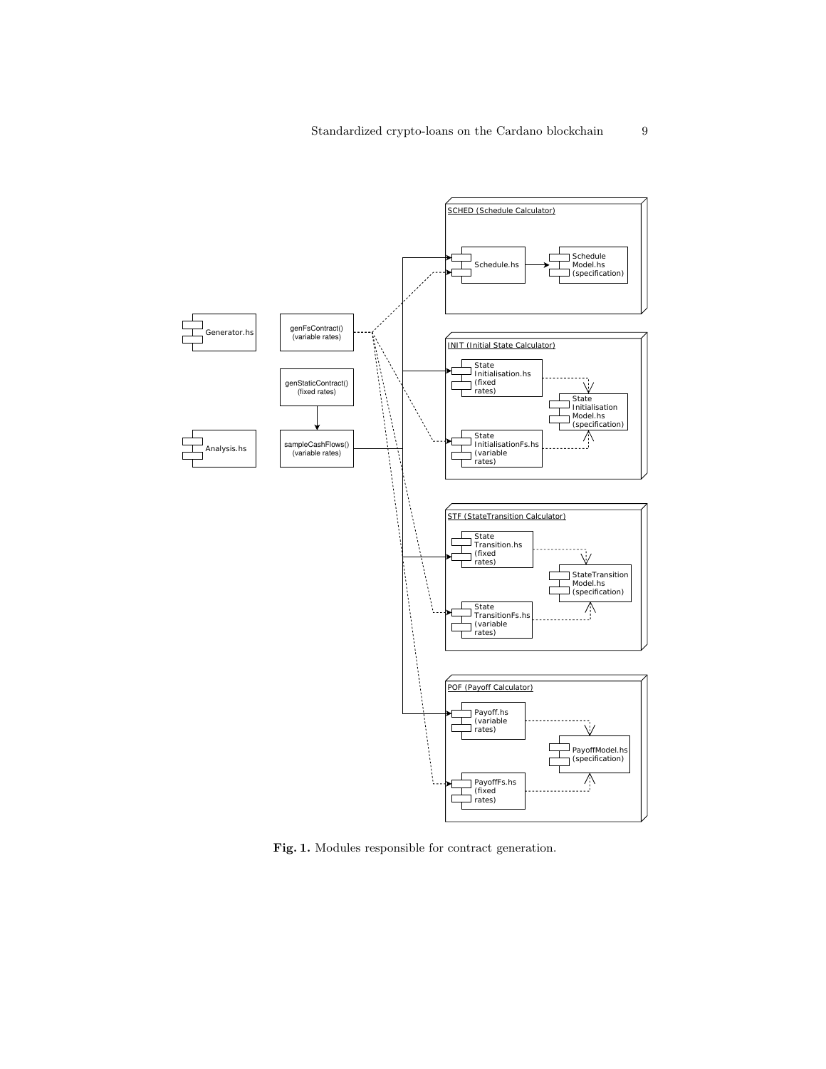Fig. 1. Modules responsible for contract generation.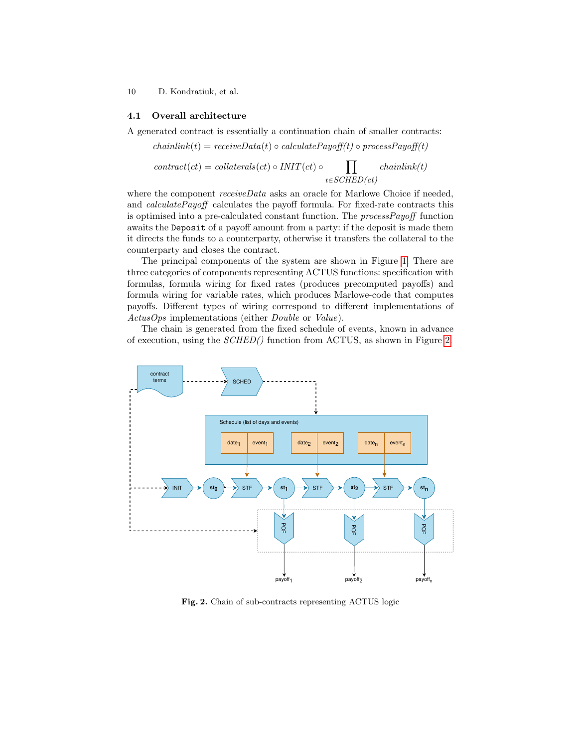## 4.1 Overall architecture

A generated contract is essentially a continuation chain of smaller contracts:

$$chainlink(t) = receiveData(t) \circ calculatePayoff(t) \circ processPayoff(t)$$

$$contract(ct) = collaterals(ct) \circ INIT(ct) \circ \prod_{t \in SCHED(ct)} chainlink(t)$$

where the component *receiveData* asks an oracle for Marlowe Choice if needed, and *calculatePayoff* calculates the payoff formula. For fixed-rate contracts this is optimised into a pre-calculated constant function. The *processPayoff* function awaits the `Deposit` of a payoff amount from a party: if the deposit is made then it directs the funds to a counterparty, otherwise it transfers the collateral to the counterparty and closes the contract.

The principal components of the system are shown in Figure 1. There are three categories of components representing ACTUS functions: specification with formulas, formula wiring for fixed rates (produces precomputed payoffs) and formula wiring for variable rates, which produces Marlowe-code that computes payoffs. Different types of wiring correspond to different implementations of *ActusOps* implementations (either *Double* or *Value*).

The chain is generated from the fixed schedule of events, known in advance of execution, using the *SCHED()* function from ACTUS, as shown in Figure 2.

**Fig. 2.** Chain of sub-contracts representing ACTUS logic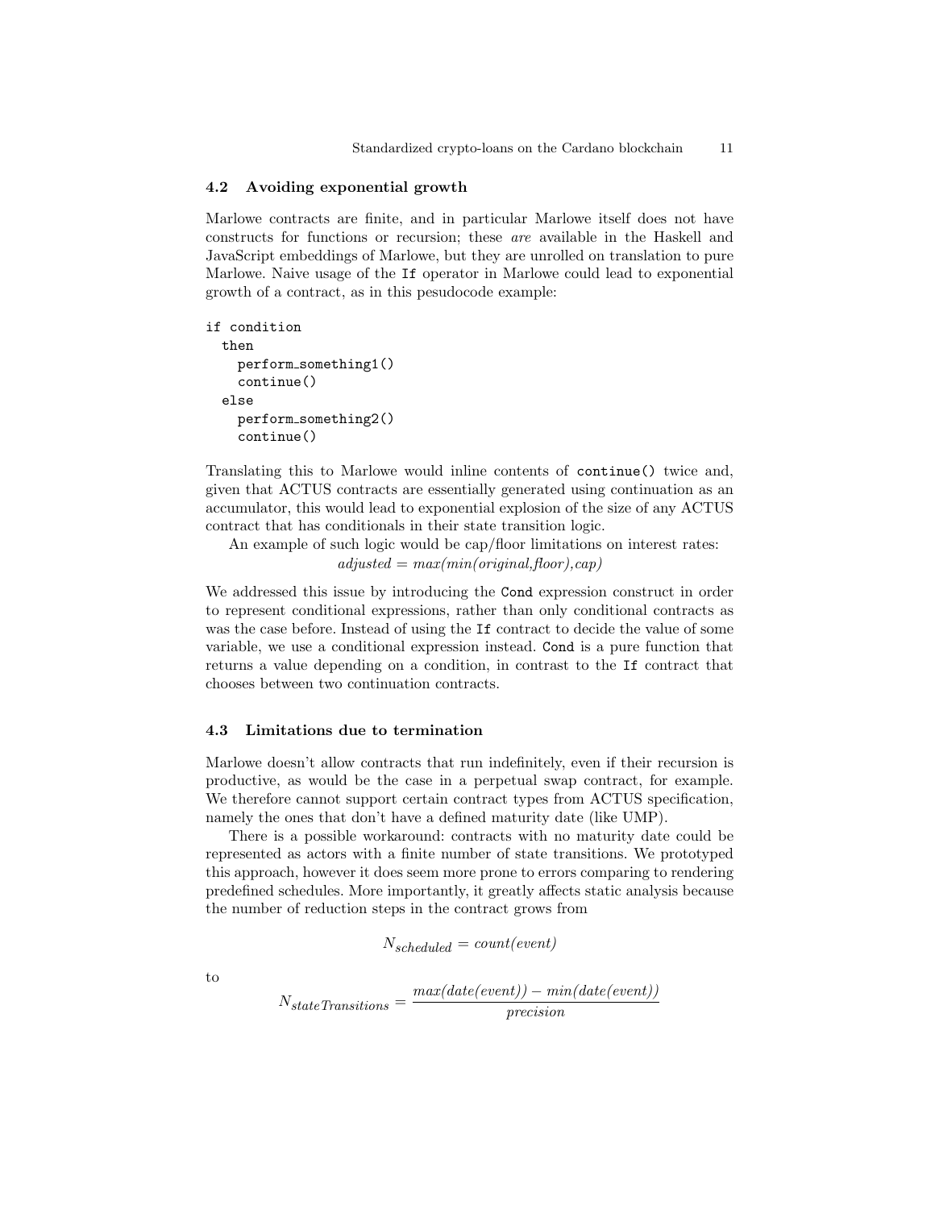### 4.2 Avoiding exponential growth

Marlowe contracts are finite, and in particular Marlowe itself does not have constructs for functions or recursion; these *are* available in the Haskell and JavaScript embeddings of Marlowe, but they are unrolled on translation to pure Marlowe. Naive usage of the `If` operator in Marlowe could lead to exponential growth of a contract, as in this pesudocode example:

```
if condition
  then
    perform_something1()
    continue()
  else
    perform_something2()
    continue()
```

Translating this to Marlowe would inline contents of `continue()` twice and, given that ACTUS contracts are essentially generated using continuation as an accumulator, this would lead to exponential explosion of the size of any ACTUS contract that has conditionals in their state transition logic.

An example of such logic would be cap/floor limitations on interest rates:

$$adjusted = max(min(original, floor), cap)$$

We addressed this issue by introducing the `Cond` expression construct in order to represent conditional expressions, rather than only conditional contracts as was the case before. Instead of using the `If` contract to decide the value of some variable, we use a conditional expression instead. `Cond` is a pure function that returns a value depending on a condition, in contrast to the `If` contract that chooses between two continuation contracts.

### 4.3 Limitations due to termination

Marlowe doesn't allow contracts that run indefinitely, even if their recursion is productive, as would be the case in a perpetual swap contract, for example. We therefore cannot support certain contract types from ACTUS specification, namely the ones that don't have a defined maturity date (like UMP).

There is a possible workaround: contracts with no maturity date could be represented as actors with a finite number of state transitions. We prototyped this approach, however it does seem more prone to errors comparing to rendering predefined schedules. More importantly, it greatly affects static analysis because the number of reduction steps in the contract grows from

$$N_{scheduled} = count(event)$$

to

$$N_{stateTransitions} = \frac{max(date(event)) - min(date(event))}{precision}$$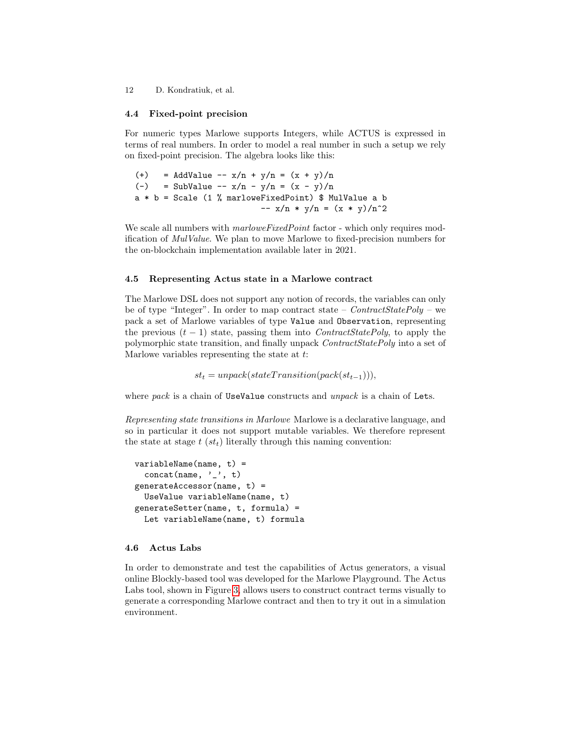### 4.4 Fixed-point precision

For numeric types Marlowe supports Integers, while ACTUS is expressed in terms of real numbers. In order to model a real number in such a setup we rely on fixed-point precision. The algebra looks like this:

```
(+)   = AddValue -- x/n + y/n = (x + y)/n
(-)   = SubValue -- x/n - y/n = (x - y)/n
a * b = Scale (1 % marloweFixedPoint) $ MulValue a b
                            -- x/n * y/n = (x * y)/n^2
```

We scale all numbers with *marloweFixedPoint* factor - which only requires modification of *MulValue*. We plan to move Marlowe to fixed-precision numbers for the on-blockchain implementation available later in 2021.

### 4.5 Representing Actus state in a Marlowe contract

The Marlowe DSL does not support any notion of records, the variables can only be of type "Integer". In order to map contract state – *ContractStatePoly* – we pack a set of Marlowe variables of type `Value` and `Observation`, representing the previous $(t-1)$ state, passing them into *ContractStatePoly*, to apply the polymorphic state transition, and finally unpack *ContractStatePoly* into a set of Marlowe variables representing the state at $t$:

$$st_t = unpack(stateTransition(pack(st_{t-1}))),$$

where *pack* is a chain of `UseValue` constructs and *unpack* is a chain of `Let`s.

*Representing state transitions in Marlowe* Marlowe is a declarative language, and so in particular it does not support mutable variables. We therefore represent the state at stage $t$ ($st_t$) literally through this naming convention:

```
variableName(name, t) =
  concat(name, '_', t)
generateAccessor(name, t) =
  UseValue variableName(name, t)
generateSetter(name, t, formula) =
  Let variableName(name, t) formula
```

### 4.6 Actus Labs

In order to demonstrate and test the capabilities of Actus generators, a visual online Blockly-based tool was developed for the Marlowe Playground. The Actus Labs tool, shown in Figure 3, allows users to construct contract terms visually to generate a corresponding Marlowe contract and then to try it out in a simulation environment.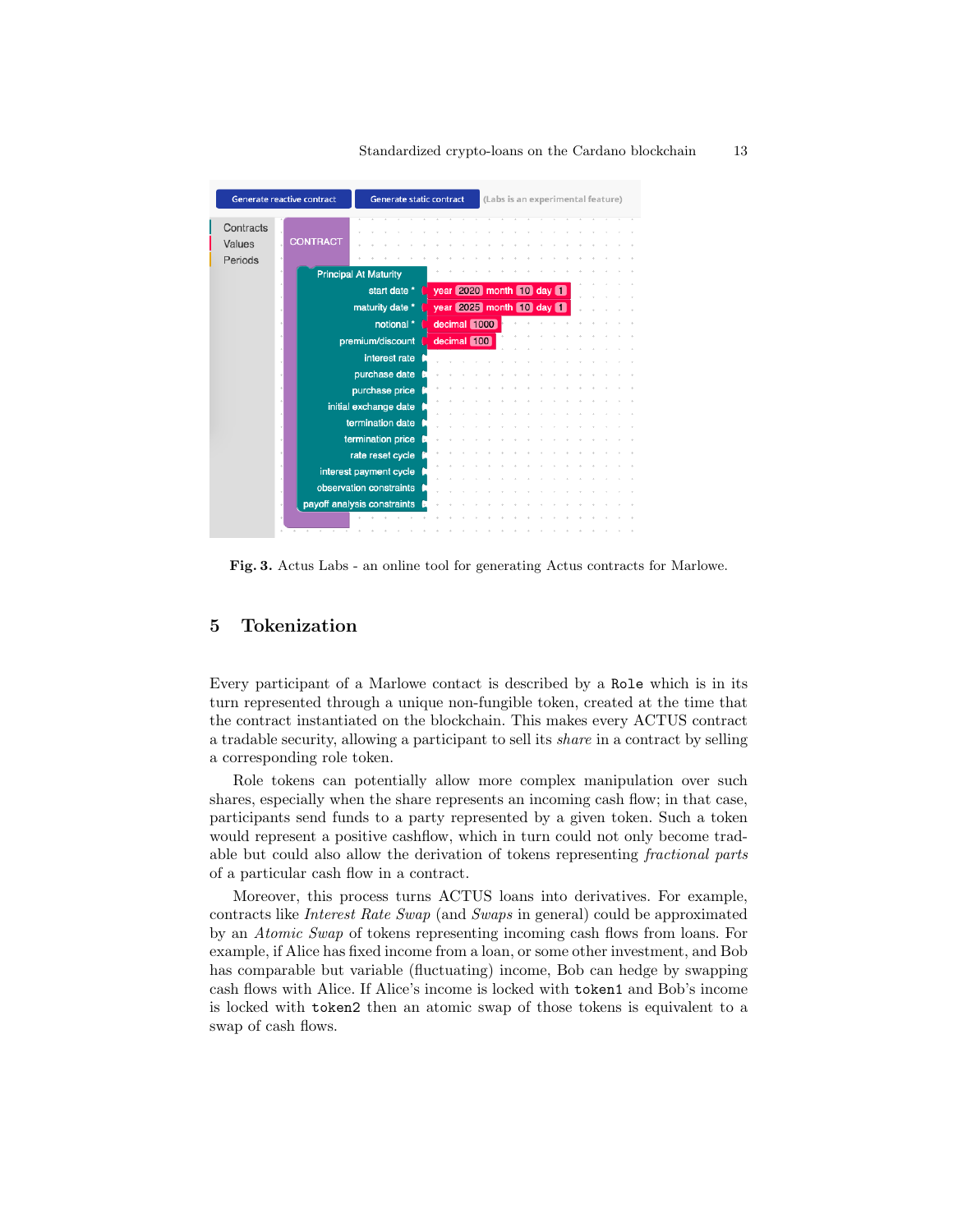Fig. 3. Actus Labs - an online tool for generating Actus contracts for Marlowe.

## 5 Tokenization

Every participant of a Marlowe contact is described by a `Role` which is in its turn represented through a unique non-fungible token, created at the time that the contract instantiated on the blockchain. This makes every ACTUS contract a tradable security, allowing a participant to sell its *share* in a contract by selling a corresponding role token.

Role tokens can potentially allow more complex manipulation over such shares, especially when the share represents an incoming cash flow; in that case, participants send funds to a party represented by a given token. Such a token would represent a positive cashflow, which in turn could not only become tradable but could also allow the derivation of tokens representing *fractional parts* of a particular cash flow in a contract.

Moreover, this process turns ACTUS loans into derivatives. For example, contracts like *Interest Rate Swap* (and *Swaps* in general) could be approximated by an *Atomic Swap* of tokens representing incoming cash flows from loans. For example, if Alice has fixed income from a loan, or some other investment, and Bob has comparable but variable (fluctuating) income, Bob can hedge by swapping cash flows with Alice. If Alice's income is locked with `token1` and Bob's income is locked with `token2` then an atomic swap of those tokens is equivalent to a swap of cash flows.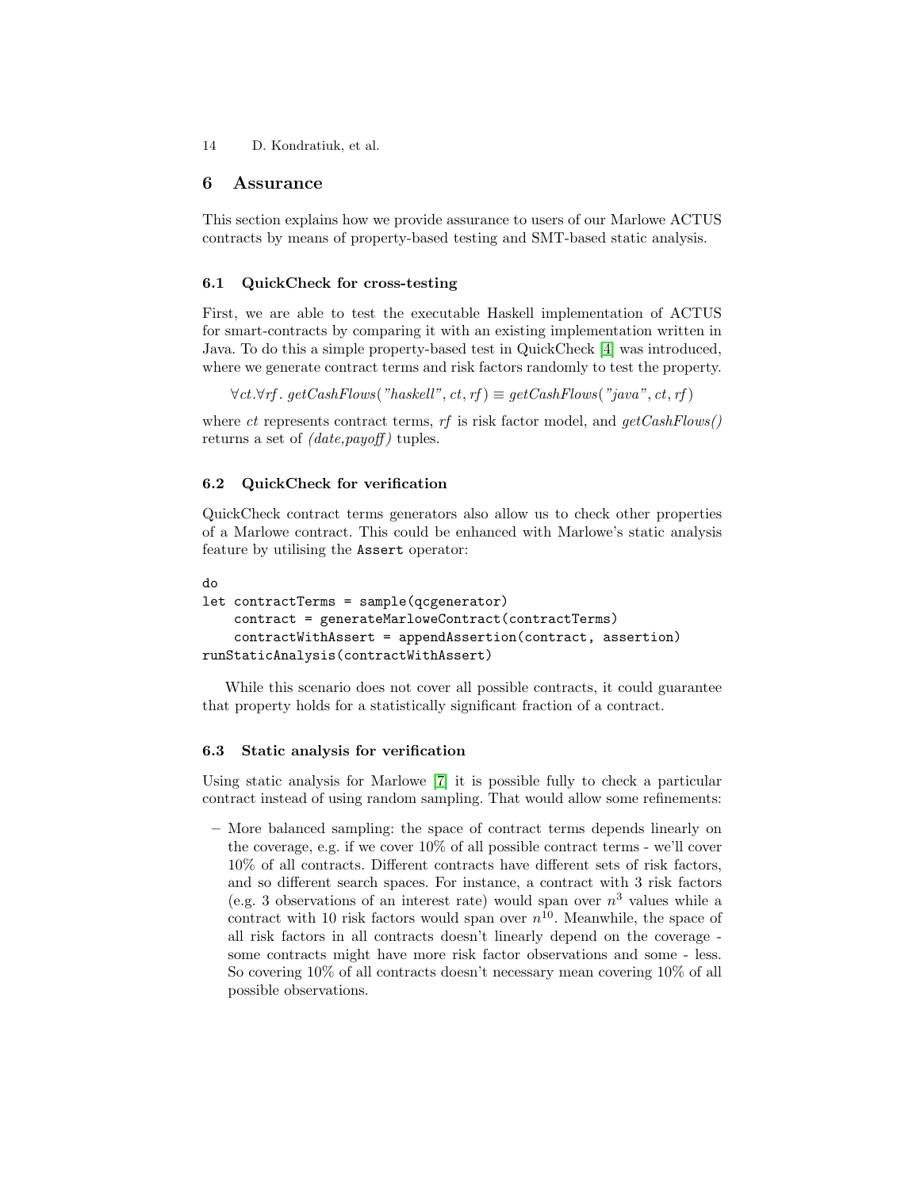## 6 Assurance

This section explains how we provide assurance to users of our Marlowe ACTUS contracts by means of property-based testing and SMT-based static analysis.

### 6.1 QuickCheck for cross-testing

First, we are able to test the executable Haskell implementation of ACTUS for smart-contracts by comparing it with an existing implementation written in Java. To do this a simple property-based test in QuickCheck [4] was introduced, where we generate contract terms and risk factors randomly to test the property.

$$\forall ct. \forall rf.\ getCashFlows(\text{"}haskell\text{"}, ct, rf) \equiv getCashFlows(\text{"}java\text{"}, ct, rf)$$

where $ct$ represents contract terms, $rf$ is risk factor model, and *getCashFlows()* returns a set of *(date,payoff)* tuples.

### 6.2 QuickCheck for verification

QuickCheck contract terms generators also allow us to check other properties of a Marlowe contract. This could be enhanced with Marlowe's static analysis feature by utilising the `Assert` operator:

```
do
let contractTerms = sample(qcgenerator)
    contract = generateMarloweContract(contractTerms)
    contractWithAssert = appendAssertion(contract, assertion)
runStaticAnalysis(contractWithAssert)
```

While this scenario does not cover all possible contracts, it could guarantee that property holds for a statistically significant fraction of a contract.

### 6.3 Static analysis for verification

Using static analysis for Marlowe [7] it is possible fully to check a particular contract instead of using random sampling. That would allow some refinements:

- More balanced sampling: the space of contract terms depends linearly on the coverage, e.g. if we cover 10% of all possible contract terms - we'll cover 10% of all contracts. Different contracts have different sets of risk factors, and so different search spaces. For instance, a contract with 3 risk factors (e.g. 3 observations of an interest rate) would span over $n^3$ values while a contract with 10 risk factors would span over $n^{10}$. Meanwhile, the space of all risk factors in all contracts doesn't linearly depend on the coverage - some contracts might have more risk factor observations and some - less. So covering 10% of all contracts doesn't necessary mean covering 10% of all possible observations.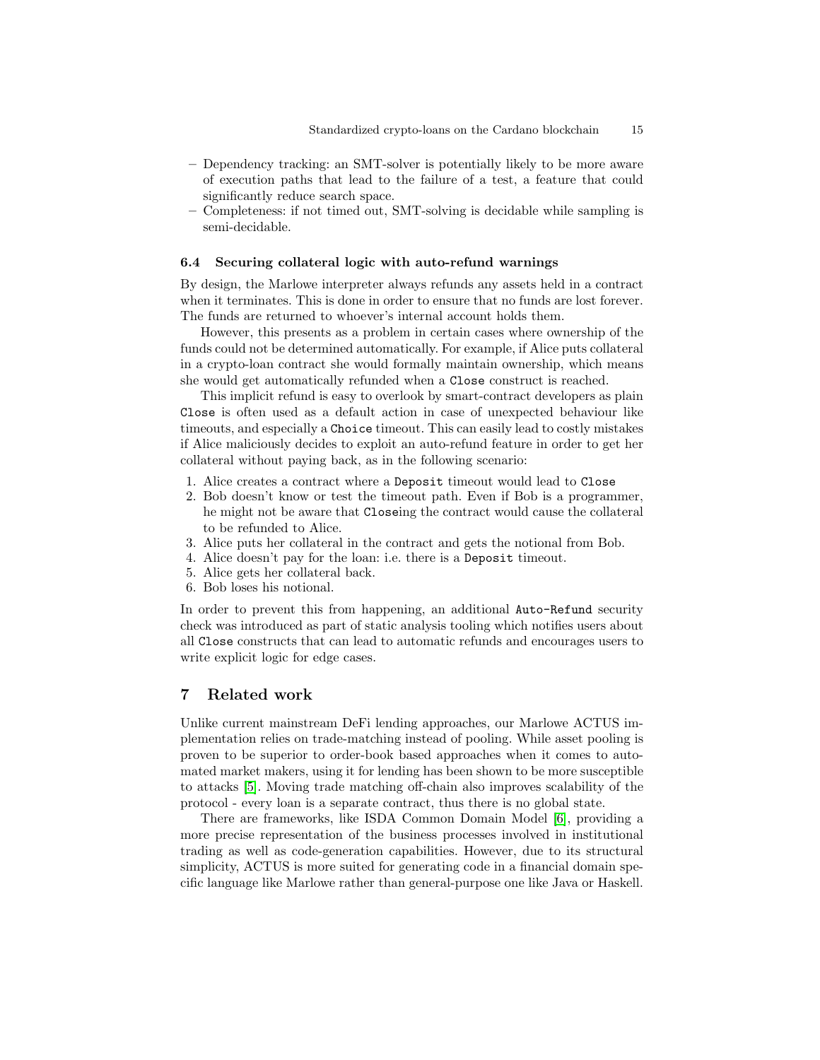- Dependency tracking: an SMT-solver is potentially likely to be more aware of execution paths that lead to the failure of a test, a feature that could significantly reduce search space.
- Completeness: if not timed out, SMT-solving is decidable while sampling is semi-decidable.

### 6.4 Securing collateral logic with auto-refund warnings

By design, the Marlowe interpreter always refunds any assets held in a contract when it terminates. This is done in order to ensure that no funds are lost forever. The funds are returned to whoever's internal account holds them.

However, this presents as a problem in certain cases where ownership of the funds could not be determined automatically. For example, if Alice puts collateral in a crypto-loan contract she would formally maintain ownership, which means she would get automatically refunded when a `Close` construct is reached.

This implicit refund is easy to overlook by smart-contract developers as plain `Close` is often used as a default action in case of unexpected behaviour like timeouts, and especially a `Choice` timeout. This can easily lead to costly mistakes if Alice maliciously decides to exploit an auto-refund feature in order to get her collateral without paying back, as in the following scenario:

1. Alice creates a contract where a `Deposit` timeout would lead to `Close`
2. Bob doesn't know or test the timeout path. Even if Bob is a programmer, he might not be aware that `Close`ing the contract would cause the collateral to be refunded to Alice.
3. Alice puts her collateral in the contract and gets the notional from Bob.
4. Alice doesn't pay for the loan: i.e. there is a `Deposit` timeout.
5. Alice gets her collateral back.
6. Bob loses his notional.

In order to prevent this from happening, an additional `Auto-Refund` security check was introduced as part of static analysis tooling which notifies users about all `Close` constructs that can lead to automatic refunds and encourages users to write explicit logic for edge cases.

## 7 Related work

Unlike current mainstream DeFi lending approaches, our Marlowe ACTUS implementation relies on trade-matching instead of pooling. While asset pooling is proven to be superior to order-book based approaches when it comes to automated market makers, using it for lending has been shown to be more susceptible to attacks [5]. Moving trade matching off-chain also improves scalability of the protocol - every loan is a separate contract, thus there is no global state.

There are frameworks, like ISDA Common Domain Model [6], providing a more precise representation of the business processes involved in institutional trading as well as code-generation capabilities. However, due to its structural simplicity, ACTUS is more suited for generating code in a financial domain specific language like Marlowe rather than general-purpose one like Java or Haskell.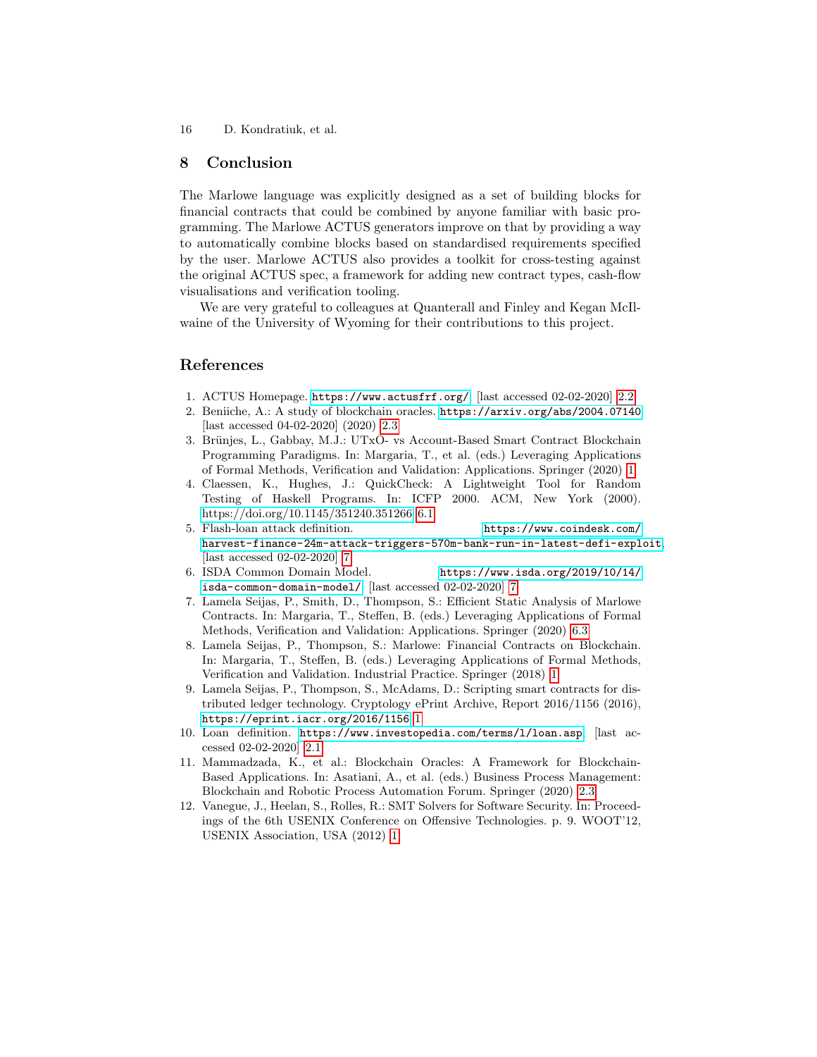## 8 Conclusion

The Marlowe language was explicitly designed as a set of building blocks for financial contracts that could be combined by anyone familiar with basic programming. The Marlowe ACTUS generators improve on that by providing a way to automatically combine blocks based on standardised requirements specified by the user. Marlowe ACTUS also provides a toolkit for cross-testing against the original ACTUS spec, a framework for adding new contract types, cash-flow visualisations and verification tooling.

We are very grateful to colleagues at Quanterall and Finley and Kegan McIlwaine of the University of Wyoming for their contributions to this project.

## References

1. ACTUS Homepage. https://www.actusfrf.org/, [last accessed 02-02-2020] 2.2
2. Beniiche, A.: A study of blockchain oracles. https://arxiv.org/abs/2004.07140 [last accessed 04-02-2020] (2020) 2.3
3. Brünjes, L., Gabbay, M.J.: UTxO- vs Account-Based Smart Contract Blockchain Programming Paradigms. In: Margaria, T., et al. (eds.) Leveraging Applications of Formal Methods, Verification and Validation: Applications. Springer (2020) 1
4. Claessen, K., Hughes, J.: QuickCheck: A Lightweight Tool for Random Testing of Haskell Programs. In: ICFP 2000. ACM, New York (2000). https://doi.org/10.1145/351240.351266 6.1
5. Flash-loan attack definition. https://www.coindesk.com/harvest-finance-24m-attack-triggers-570m-bank-run-in-latest-defi-exploit, [last accessed 02-02-2020] 7
6. ISDA Common Domain Model. https://www.isda.org/2019/10/14/isda-common-domain-model/, [last accessed 02-02-2020] 7
7. Lamela Seijas, P., Smith, D., Thompson, S.: Efficient Static Analysis of Marlowe Contracts. In: Margaria, T., Steffen, B. (eds.) Leveraging Applications of Formal Methods, Verification and Validation: Applications. Springer (2020) 6.3
8. Lamela Seijas, P., Thompson, S.: Marlowe: Financial Contracts on Blockchain. In: Margaria, T., Steffen, B. (eds.) Leveraging Applications of Formal Methods, Verification and Validation. Industrial Practice. Springer (2018) 1
9. Lamela Seijas, P., Thompson, S., McAdams, D.: Scripting smart contracts for distributed ledger technology. Cryptology ePrint Archive, Report 2016/1156 (2016), https://eprint.iacr.org/2016/1156 1
10. Loan definition. https://www.investopedia.com/terms/l/loan.asp, [last accessed 02-02-2020] 2.1
11. Mammadzada, K., et al.: Blockchain Oracles: A Framework for Blockchain-Based Applications. In: Asatiani, A., et al. (eds.) Business Process Management: Blockchain and Robotic Process Automation Forum. Springer (2020) 2.3
12. Vanegue, J., Heelan, S., Rolles, R.: SMT Solvers for Software Security. In: Proceedings of the 6th USENIX Conference on Offensive Technologies. p. 9. WOOT'12, USENIX Association, USA (2012) 1